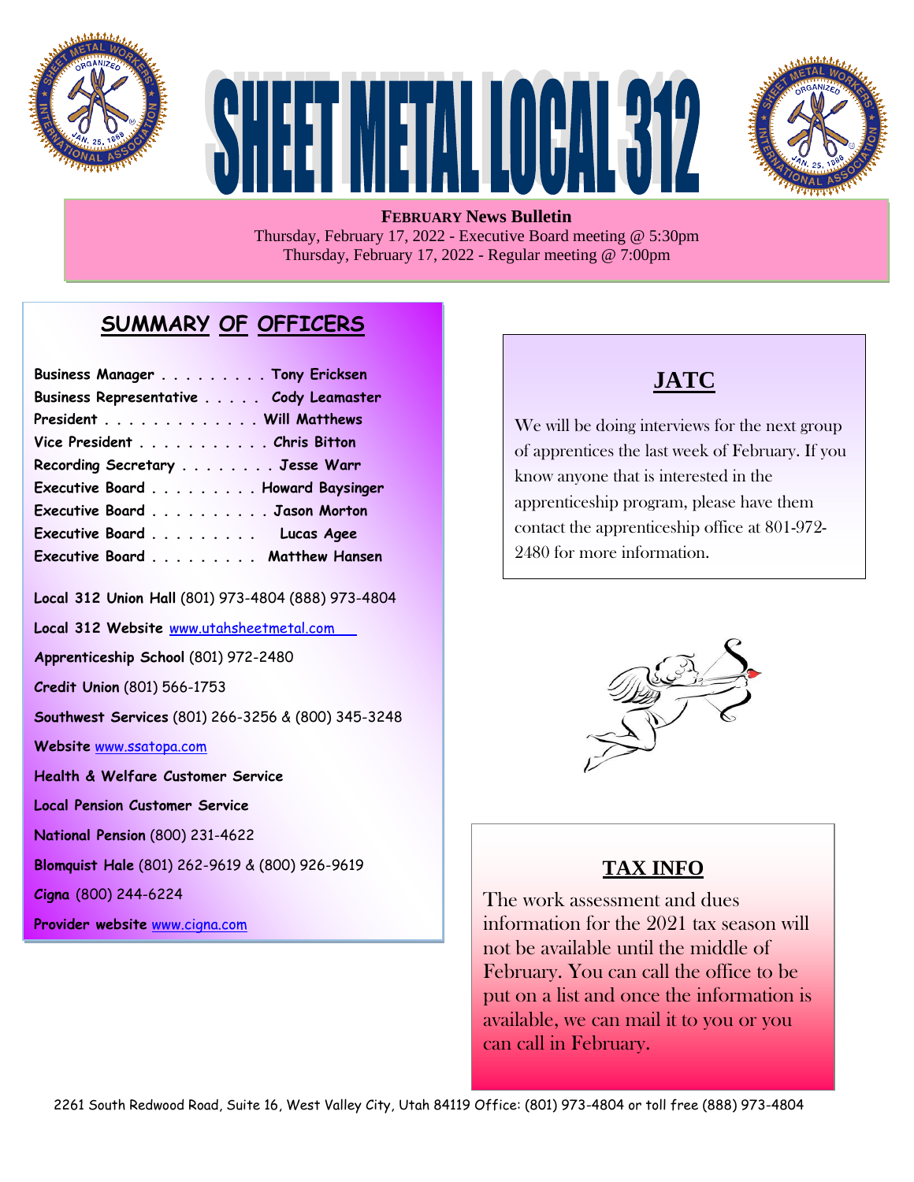# SHEET METAL LOCAL 312

**FEBRUARY News Bulletin**

Thursday, February 17, 2022 - Executive Board meeting @ 5:30pm

Thursday, February 17, 2022 - Regular meeting @ 7:00pm

## SUMMARY OF OFFICERS

**Business Manager . . . . . . . . . Tony Ericksen**
**Business Representative . . . . . Cody Leamaster**
**President . . . . . . . . . . . . . Will Matthews**
**Vice President . . . . . . . . . . . Chris Bitton**
**Recording Secretary . . . . . . . . Jesse Warr**
**Executive Board . . . . . . . . . Howard Baysinger**
**Executive Board . . . . . . . . . . Jason Morton**
**Executive Board . . . . . . . . . Lucas Agee**
**Executive Board . . . . . . . . . Matthew Hansen**

**Local 312 Union Hall** (801) 973-4804 (888) 973-4804

**Local 312 Website** www.utahsheetmetal.com

**Apprenticeship School** (801) 972-2480

**Credit Union** (801) 566-1753

**Southwest Services** (801) 266-3256 & (800) 345-3248

**Website** www.ssatopa.com

**Health & Welfare Customer Service**

**Local Pension Customer Service**

**National Pension** (800) 231-4622

**Blomquist Hale** (801) 262-9619 & (800) 926-9619

**Cigna** (800) 244-6224

**Provider website** www.cigna.com

## JATC

We will be doing interviews for the next group of apprentices the last week of February. If you know anyone that is interested in the apprenticeship program, please have them contact the apprenticeship office at 801-972-2480 for more information.

## TAX INFO

The work assessment and dues information for the 2021 tax season will not be available until the middle of February. You can call the office to be put on a list and once the information is available, we can mail it to you or you can call in February.

2261 South Redwood Road, Suite 16, West Valley City, Utah 84119 Office: (801) 973-4804 or toll free (888) 973-4804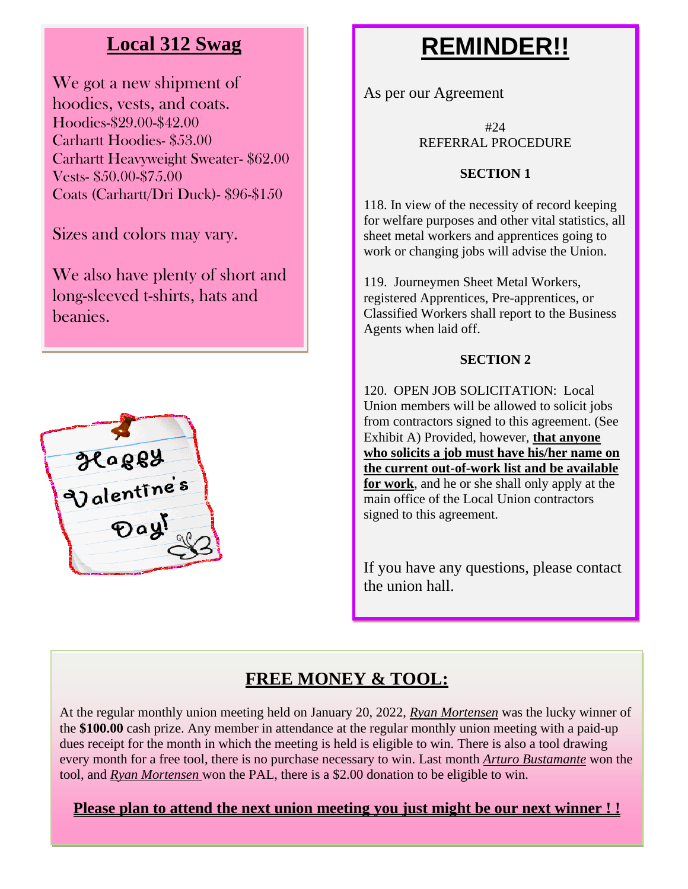## Local 312 Swag

We got a new shipment of hoodies, vests, and coats.
Hoodies-$29.00-$42.00
Carhartt Hoodies- $53.00
Carhartt Heavyweight Sweater- $62.00
Vests- $50.00-$75.00
Coats (Carhartt/Dri Duck)- $96-$150

Sizes and colors may vary.

We also have plenty of short and long-sleeved t-shirts, hats and beanies.

Happy Valentine's Day!

## REMINDER!!

As per our Agreement

#24
REFERRAL PROCEDURE

**SECTION 1**

118. In view of the necessity of record keeping for welfare purposes and other vital statistics, all sheet metal workers and apprentices going to work or changing jobs will advise the Union.

119. Journeymen Sheet Metal Workers, registered Apprentices, Pre-apprentices, or Classified Workers shall report to the Business Agents when laid off.

**SECTION 2**

120. OPEN JOB SOLICITATION: Local Union members will be allowed to solicit jobs from contractors signed to this agreement. (See Exhibit A) Provided, however, **that anyone who solicits a job must have his/her name on the current out-of-work list and be available for work**, and he or she shall only apply at the main office of the Local Union contractors signed to this agreement.

If you have any questions, please contact the union hall.

## FREE MONEY & TOOL:

At the regular monthly union meeting held on January 20, 2022, *Ryan Mortensen* was the lucky winner of the **$100.00** cash prize. Any member in attendance at the regular monthly union meeting with a paid-up dues receipt for the month in which the meeting is held is eligible to win. There is also a tool drawing every month for a free tool, there is no purchase necessary to win. Last month *Arturo Bustamante* won the tool, and *Ryan Mortensen* won the PAL, there is a $2.00 donation to be eligible to win.

**Please plan to attend the next union meeting you just might be our next winner ! !**